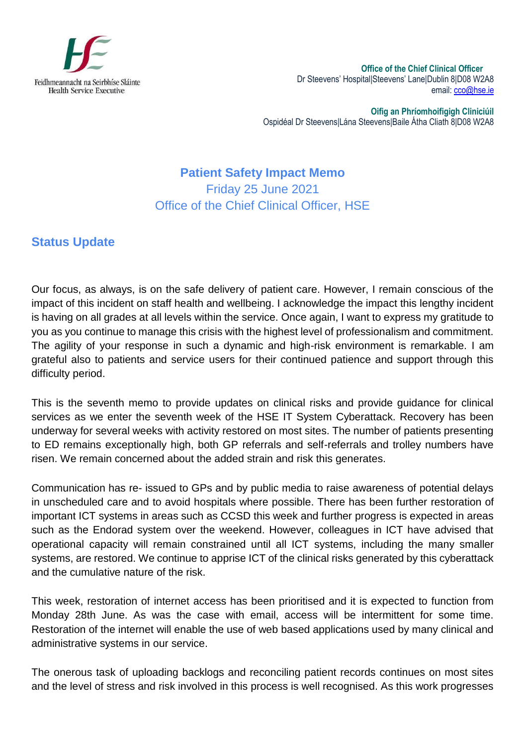Feidhmeannacht na Seirbhíse Sláinte
Health Service Executive

**Office of the Chief Clinical Officer**
Dr Steevens' Hospital|Steevens' Lane|Dublin 8|D08 W2A8
email: cco@hse.ie

**Oifig an Phríomhoifigigh Cliniciúil**
Ospidéal Dr Steevens|Lána Steevens|Baile Átha Cliath 8|D08 W2A8

# Patient Safety Impact Memo

Friday 25 June 2021

Office of the Chief Clinical Officer, HSE

## Status Update

Our focus, as always, is on the safe delivery of patient care. However, I remain conscious of the impact of this incident on staff health and wellbeing. I acknowledge the impact this lengthy incident is having on all grades at all levels within the service. Once again, I want to express my gratitude to you as you continue to manage this crisis with the highest level of professionalism and commitment. The agility of your response in such a dynamic and high-risk environment is remarkable. I am grateful also to patients and service users for their continued patience and support through this difficulty period.

This is the seventh memo to provide updates on clinical risks and provide guidance for clinical services as we enter the seventh week of the HSE IT System Cyberattack. Recovery has been underway for several weeks with activity restored on most sites. The number of patients presenting to ED remains exceptionally high, both GP referrals and self-referrals and trolley numbers have risen. We remain concerned about the added strain and risk this generates.

Communication has re- issued to GPs and by public media to raise awareness of potential delays in unscheduled care and to avoid hospitals where possible. There has been further restoration of important ICT systems in areas such as CCSD this week and further progress is expected in areas such as the Endorad system over the weekend. However, colleagues in ICT have advised that operational capacity will remain constrained until all ICT systems, including the many smaller systems, are restored. We continue to apprise ICT of the clinical risks generated by this cyberattack and the cumulative nature of the risk.

This week, restoration of internet access has been prioritised and it is expected to function from Monday 28th June. As was the case with email, access will be intermittent for some time. Restoration of the internet will enable the use of web based applications used by many clinical and administrative systems in our service.

The onerous task of uploading backlogs and reconciling patient records continues on most sites and the level of stress and risk involved in this process is well recognised. As this work progresses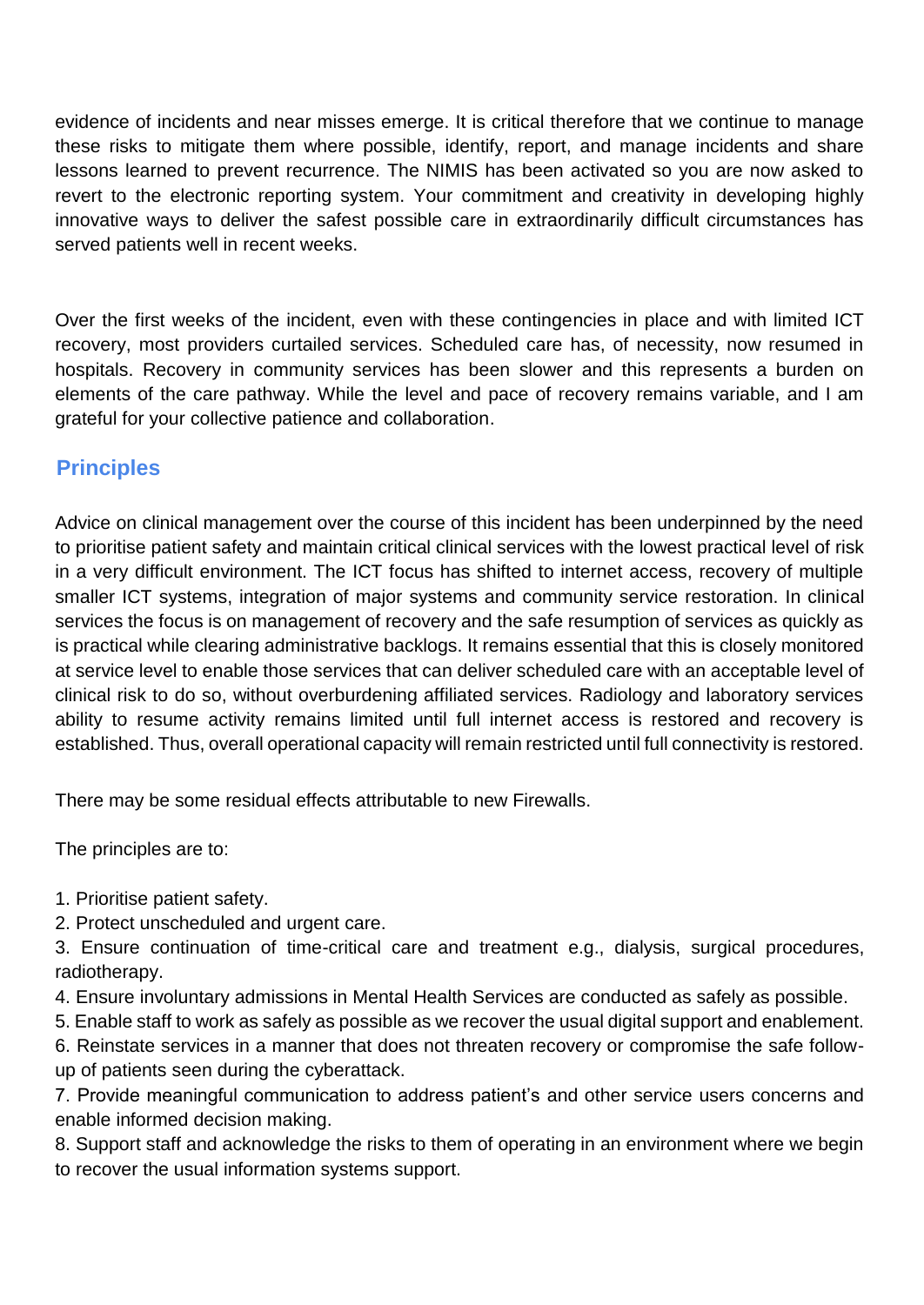evidence of incidents and near misses emerge. It is critical therefore that we continue to manage these risks to mitigate them where possible, identify, report, and manage incidents and share lessons learned to prevent recurrence. The NIMIS has been activated so you are now asked to revert to the electronic reporting system. Your commitment and creativity in developing highly innovative ways to deliver the safest possible care in extraordinarily difficult circumstances has served patients well in recent weeks.

Over the first weeks of the incident, even with these contingencies in place and with limited ICT recovery, most providers curtailed services. Scheduled care has, of necessity, now resumed in hospitals. Recovery in community services has been slower and this represents a burden on elements of the care pathway. While the level and pace of recovery remains variable, and I am grateful for your collective patience and collaboration.

## Principles

Advice on clinical management over the course of this incident has been underpinned by the need to prioritise patient safety and maintain critical clinical services with the lowest practical level of risk in a very difficult environment. The ICT focus has shifted to internet access, recovery of multiple smaller ICT systems, integration of major systems and community service restoration. In clinical services the focus is on management of recovery and the safe resumption of services as quickly as is practical while clearing administrative backlogs. It remains essential that this is closely monitored at service level to enable those services that can deliver scheduled care with an acceptable level of clinical risk to do so, without overburdening affiliated services. Radiology and laboratory services ability to resume activity remains limited until full internet access is restored and recovery is established. Thus, overall operational capacity will remain restricted until full connectivity is restored.

There may be some residual effects attributable to new Firewalls.

The principles are to:

1. Prioritise patient safety.
2. Protect unscheduled and urgent care.
3. Ensure continuation of time-critical care and treatment e.g., dialysis, surgical procedures, radiotherapy.
4. Ensure involuntary admissions in Mental Health Services are conducted as safely as possible.
5. Enable staff to work as safely as possible as we recover the usual digital support and enablement.
6. Reinstate services in a manner that does not threaten recovery or compromise the safe follow-up of patients seen during the cyberattack.
7. Provide meaningful communication to address patient's and other service users concerns and enable informed decision making.
8. Support staff and acknowledge the risks to them of operating in an environment where we begin to recover the usual information systems support.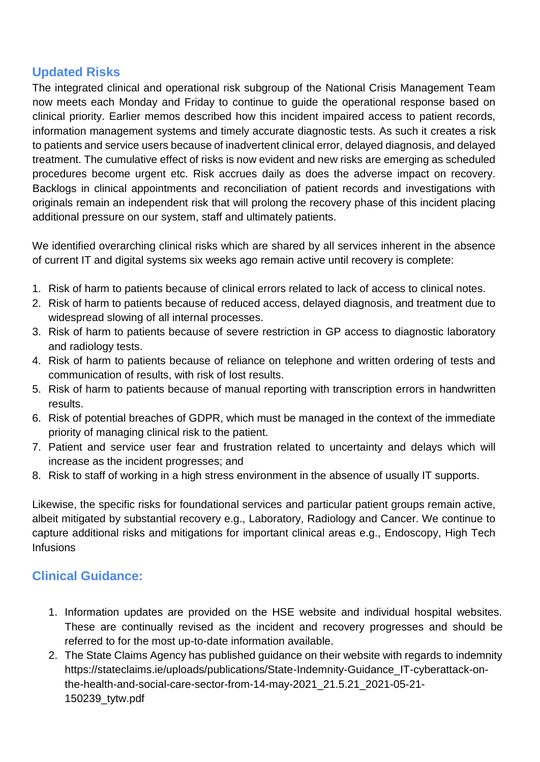## Updated Risks

The integrated clinical and operational risk subgroup of the National Crisis Management Team now meets each Monday and Friday to continue to guide the operational response based on clinical priority. Earlier memos described how this incident impaired access to patient records, information management systems and timely accurate diagnostic tests. As such it creates a risk to patients and service users because of inadvertent clinical error, delayed diagnosis, and delayed treatment. The cumulative effect of risks is now evident and new risks are emerging as scheduled procedures become urgent etc. Risk accrues daily as does the adverse impact on recovery. Backlogs in clinical appointments and reconciliation of patient records and investigations with originals remain an independent risk that will prolong the recovery phase of this incident placing additional pressure on our system, staff and ultimately patients.

We identified overarching clinical risks which are shared by all services inherent in the absence of current IT and digital systems six weeks ago remain active until recovery is complete:

1. Risk of harm to patients because of clinical errors related to lack of access to clinical notes.
2. Risk of harm to patients because of reduced access, delayed diagnosis, and treatment due to widespread slowing of all internal processes.
3. Risk of harm to patients because of severe restriction in GP access to diagnostic laboratory and radiology tests.
4. Risk of harm to patients because of reliance on telephone and written ordering of tests and communication of results, with risk of lost results.
5. Risk of harm to patients because of manual reporting with transcription errors in handwritten results.
6. Risk of potential breaches of GDPR, which must be managed in the context of the immediate priority of managing clinical risk to the patient.
7. Patient and service user fear and frustration related to uncertainty and delays which will increase as the incident progresses; and
8. Risk to staff of working in a high stress environment in the absence of usually IT supports.

Likewise, the specific risks for foundational services and particular patient groups remain active, albeit mitigated by substantial recovery e.g., Laboratory, Radiology and Cancer. We continue to capture additional risks and mitigations for important clinical areas e.g., Endoscopy, High Tech Infusions

## Clinical Guidance:

1. Information updates are provided on the HSE website and individual hospital websites. These are continually revised as the incident and recovery progresses and should be referred to for the most up-to-date information available.
2. The State Claims Agency has published guidance on their website with regards to indemnity https://stateclaims.ie/uploads/publications/State-Indemnity-Guidance_IT-cyberattack-on-the-health-and-social-care-sector-from-14-may-2021_21.5.21_2021-05-21-150239_tytw.pdf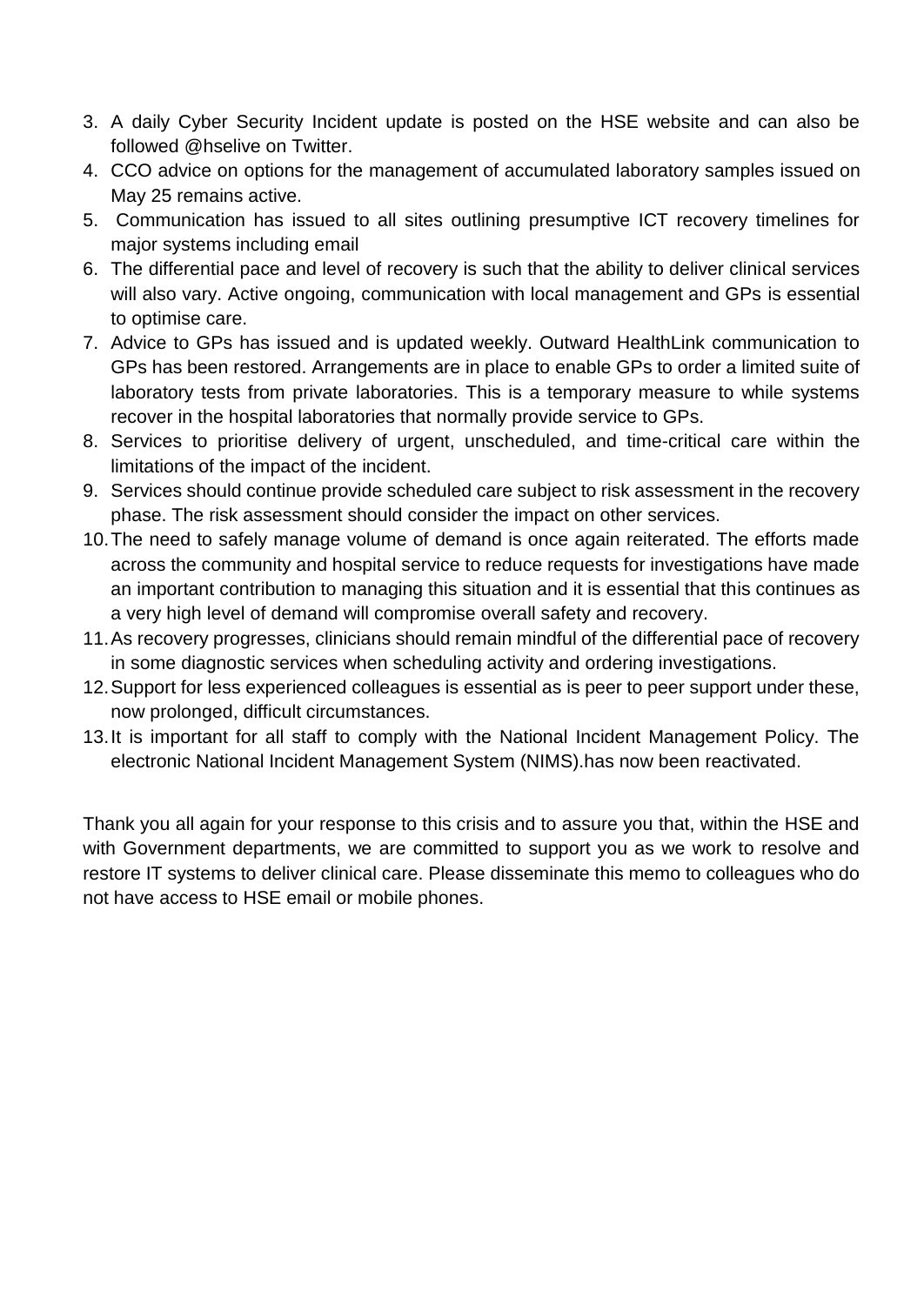3. A daily Cyber Security Incident update is posted on the HSE website and can also be followed @hselive on Twitter.
4. CCO advice on options for the management of accumulated laboratory samples issued on May 25 remains active.
5. Communication has issued to all sites outlining presumptive ICT recovery timelines for major systems including email
6. The differential pace and level of recovery is such that the ability to deliver clinical services will also vary. Active ongoing, communication with local management and GPs is essential to optimise care.
7. Advice to GPs has issued and is updated weekly. Outward HealthLink communication to GPs has been restored. Arrangements are in place to enable GPs to order a limited suite of laboratory tests from private laboratories. This is a temporary measure to while systems recover in the hospital laboratories that normally provide service to GPs.
8. Services to prioritise delivery of urgent, unscheduled, and time-critical care within the limitations of the impact of the incident.
9. Services should continue provide scheduled care subject to risk assessment in the recovery phase. The risk assessment should consider the impact on other services.
10. The need to safely manage volume of demand is once again reiterated. The efforts made across the community and hospital service to reduce requests for investigations have made an important contribution to managing this situation and it is essential that this continues as a very high level of demand will compromise overall safety and recovery.
11. As recovery progresses, clinicians should remain mindful of the differential pace of recovery in some diagnostic services when scheduling activity and ordering investigations.
12. Support for less experienced colleagues is essential as is peer to peer support under these, now prolonged, difficult circumstances.
13. It is important for all staff to comply with the National Incident Management Policy. The electronic National Incident Management System (NIMS).has now been reactivated.

Thank you all again for your response to this crisis and to assure you that, within the HSE and with Government departments, we are committed to support you as we work to resolve and restore IT systems to deliver clinical care. Please disseminate this memo to colleagues who do not have access to HSE email or mobile phones.